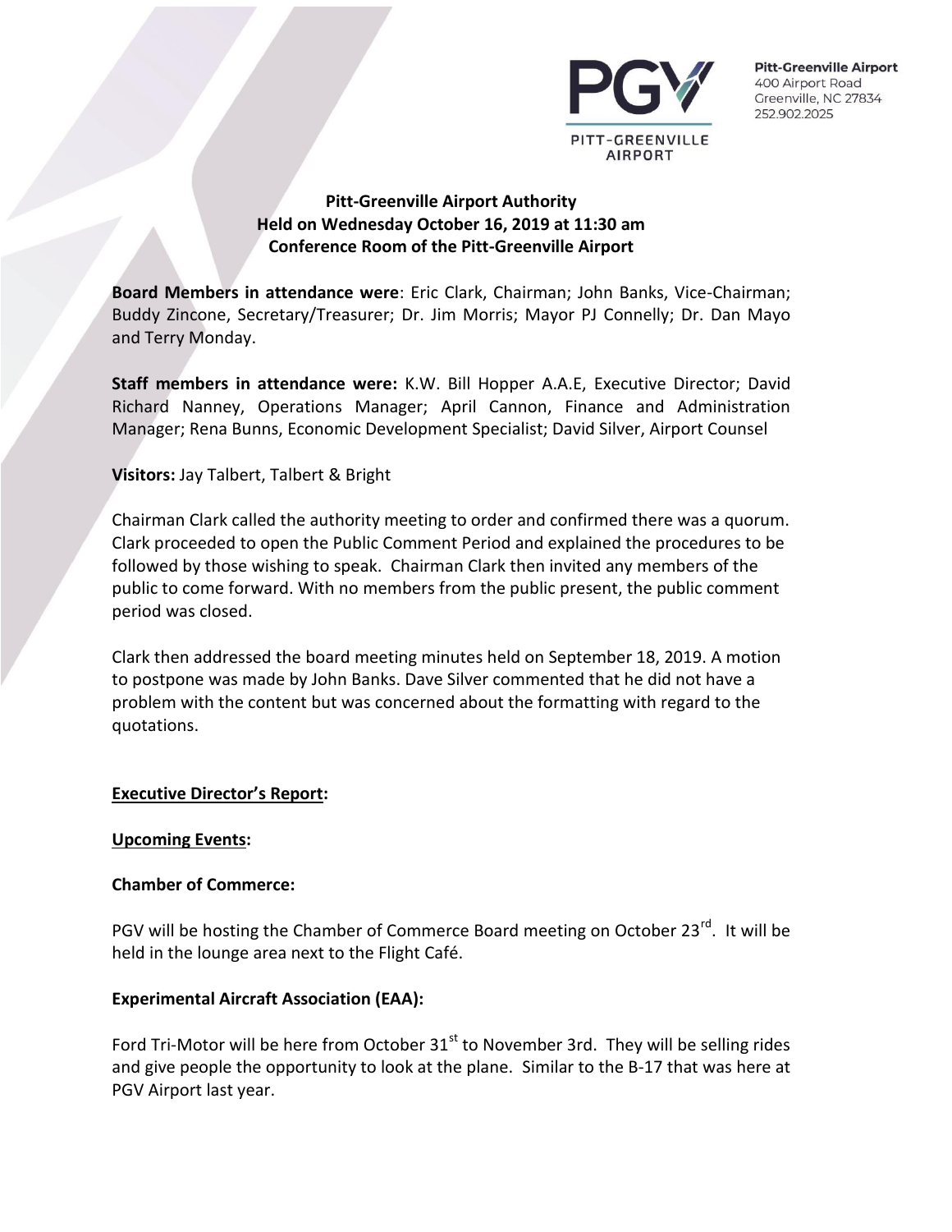Pitt-Greenville Airport
400 Airport Road
Greenville, NC 27834
252.902.2025

**Pitt-Greenville Airport Authority**
**Held on Wednesday October 16, 2019 at 11:30 am**
**Conference Room of the Pitt-Greenville Airport**

**Board Members in attendance were**: Eric Clark, Chairman; John Banks, Vice-Chairman; Buddy Zincone, Secretary/Treasurer; Dr. Jim Morris; Mayor PJ Connelly; Dr. Dan Mayo and Terry Monday.

**Staff members in attendance were:** K.W. Bill Hopper A.A.E, Executive Director; David Richard Nanney, Operations Manager; April Cannon, Finance and Administration Manager; Rena Bunns, Economic Development Specialist; David Silver, Airport Counsel

**Visitors:** Jay Talbert, Talbert & Bright

Chairman Clark called the authority meeting to order and confirmed there was a quorum. Clark proceeded to open the Public Comment Period and explained the procedures to be followed by those wishing to speak. Chairman Clark then invited any members of the public to come forward. With no members from the public present, the public comment period was closed.

Clark then addressed the board meeting minutes held on September 18, 2019. A motion to postpone was made by John Banks. Dave Silver commented that he did not have a problem with the content but was concerned about the formatting with regard to the quotations.

**Executive Director's Report:**

**Upcoming Events:**

**Chamber of Commerce:**

PGV will be hosting the Chamber of Commerce Board meeting on October 23rd. It will be held in the lounge area next to the Flight Café.

**Experimental Aircraft Association (EAA):**

Ford Tri-Motor will be here from October 31st to November 3rd. They will be selling rides and give people the opportunity to look at the plane. Similar to the B-17 that was here at PGV Airport last year.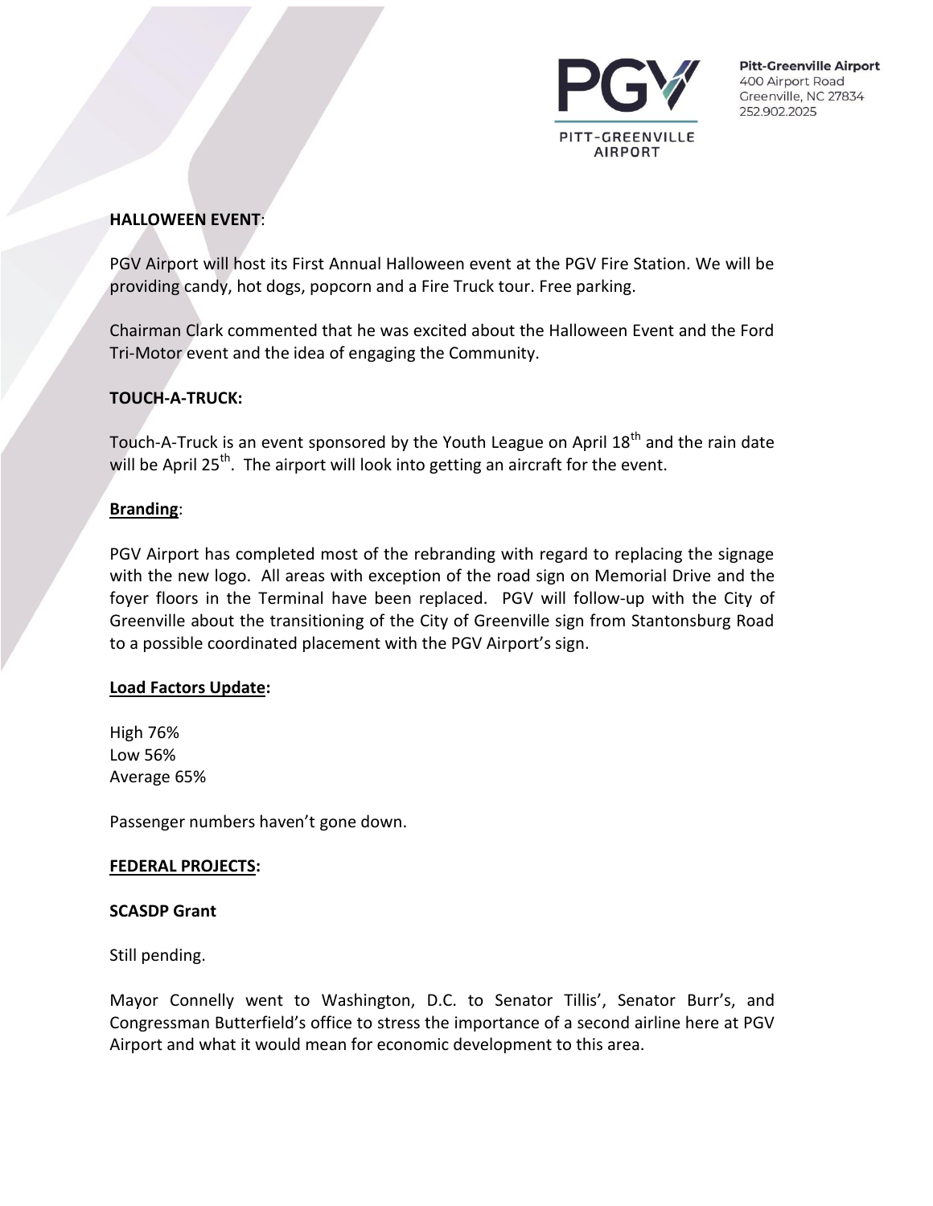**HALLOWEEN EVENT**:

PGV Airport will host its First Annual Halloween event at the PGV Fire Station. We will be providing candy, hot dogs, popcorn and a Fire Truck tour. Free parking.

Chairman Clark commented that he was excited about the Halloween Event and the Ford Tri-Motor event and the idea of engaging the Community.

**TOUCH-A-TRUCK:**

Touch-A-Truck is an event sponsored by the Youth League on April 18th and the rain date will be April 25th. The airport will look into getting an aircraft for the event.

**Branding**:

PGV Airport has completed most of the rebranding with regard to replacing the signage with the new logo. All areas with exception of the road sign on Memorial Drive and the foyer floors in the Terminal have been replaced. PGV will follow-up with the City of Greenville about the transitioning of the City of Greenville sign from Stantonsburg Road to a possible coordinated placement with the PGV Airport's sign.

**Load Factors Update:**

High 76%
Low 56%
Average 65%

Passenger numbers haven't gone down.

**FEDERAL PROJECTS:**

**SCASDP Grant**

Still pending.

Mayor Connelly went to Washington, D.C. to Senator Tillis', Senator Burr's, and Congressman Butterfield's office to stress the importance of a second airline here at PGV Airport and what it would mean for economic development to this area.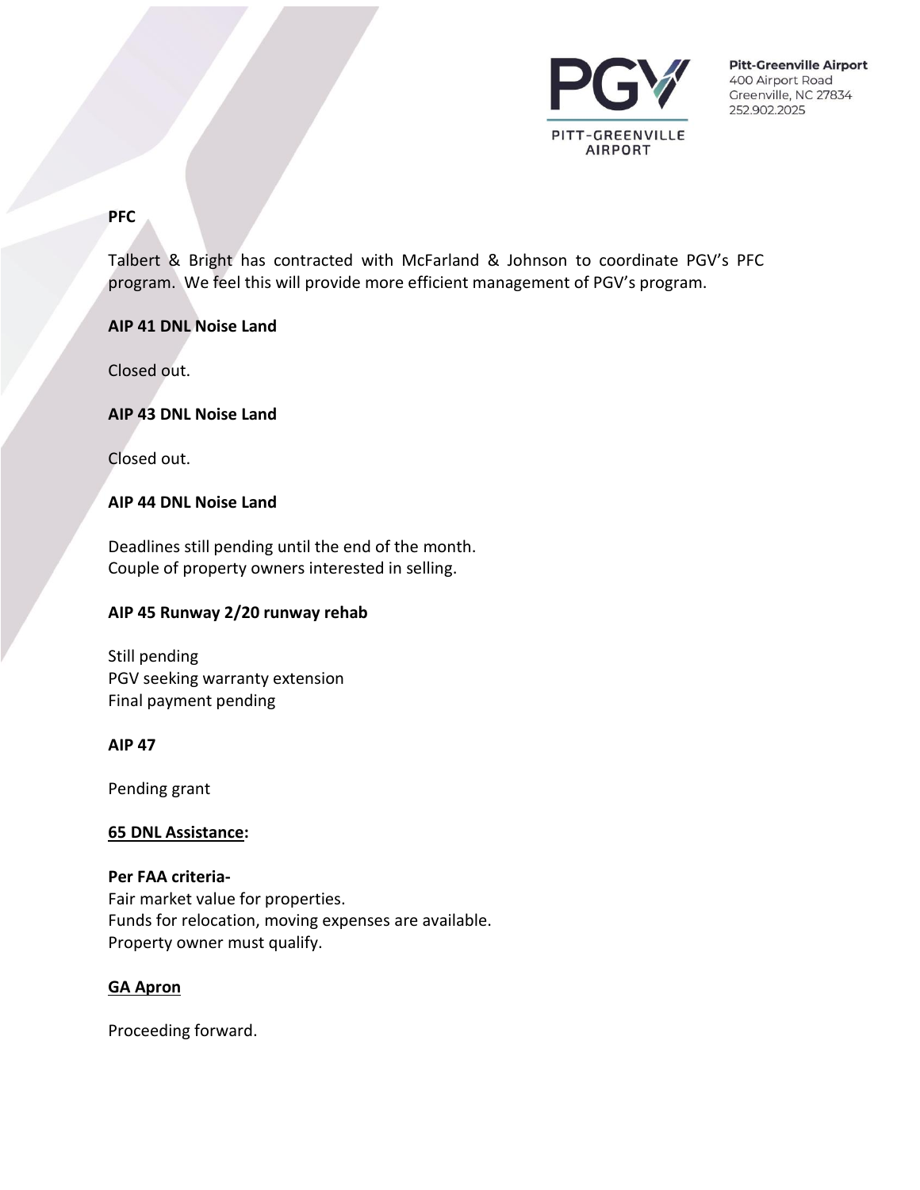**PFC**

Talbert & Bright has contracted with McFarland & Johnson to coordinate PGV's PFC program. We feel this will provide more efficient management of PGV's program.

**AIP 41 DNL Noise Land**

Closed out.

**AIP 43 DNL Noise Land**

Closed out.

**AIP 44 DNL Noise Land**

Deadlines still pending until the end of the month.
Couple of property owners interested in selling.

**AIP 45 Runway 2/20 runway rehab**

Still pending
PGV seeking warranty extension
Final payment pending

**AIP 47**

Pending grant

**<u>65 DNL Assistance</u>:**

**Per FAA criteria-**
Fair market value for properties.
Funds for relocation, moving expenses are available.
Property owner must qualify.

**<u>GA Apron</u>**

Proceeding forward.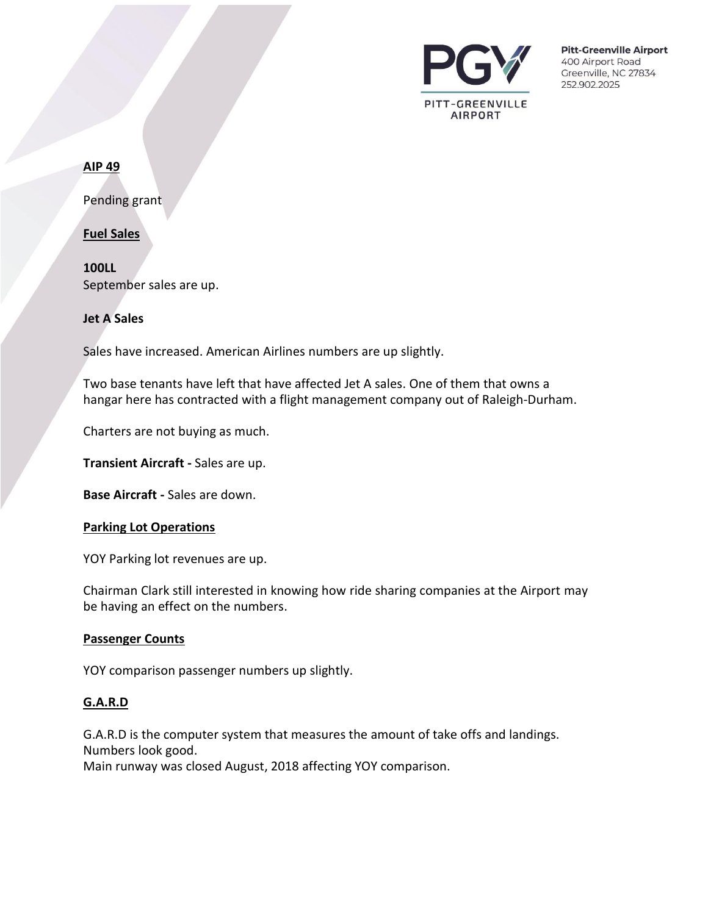## AIP 49

Pending grant

## Fuel Sales

**100LL**
September sales are up.

**Jet A Sales**

Sales have increased. American Airlines numbers are up slightly.

Two base tenants have left that have affected Jet A sales. One of them that owns a hangar here has contracted with a flight management company out of Raleigh-Durham.

Charters are not buying as much.

**Transient Aircraft -** Sales are up.

**Base Aircraft -** Sales are down.

## Parking Lot Operations

YOY Parking lot revenues are up.

Chairman Clark still interested in knowing how ride sharing companies at the Airport may be having an effect on the numbers.

## Passenger Counts

YOY comparison passenger numbers up slightly.

## G.A.R.D

G.A.R.D is the computer system that measures the amount of take offs and landings.
Numbers look good.
Main runway was closed August, 2018 affecting YOY comparison.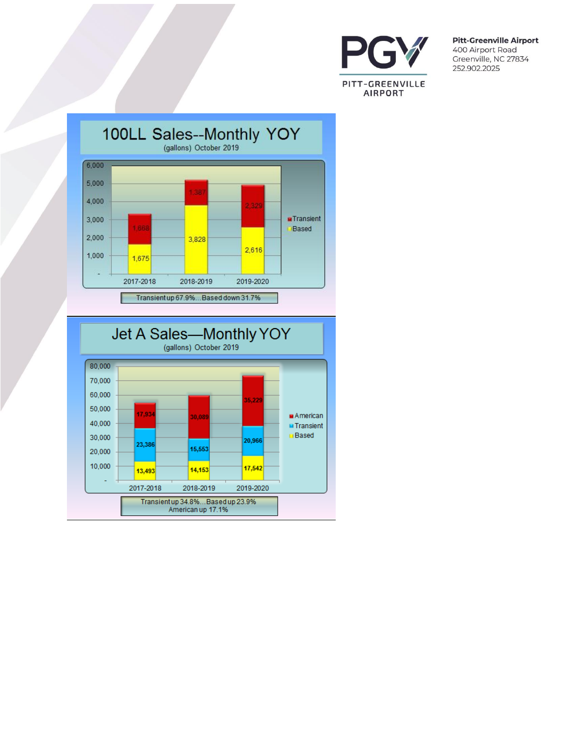Pitt-Greenville Airport
400 Airport Road
Greenville, NC 27834
252.902.2025

## 100LL Sales--Monthly YOY

(gallons) October 2019

| | 2017-2018 | 2018-2019 | 2019-2020 |
|---|---|---|---|
| Transient | 1,668 | 1,387 | 2,329 |
| Based | 1,675 | 3,828 | 2,616 |

Transient up 67.9%...Based down 31.7%

## Jet A Sales—Monthly YOY

(gallons) October 2019

| | 2017-2018 | 2018-2019 | 2019-2020 |
|---|---|---|---|
| American | 17,934 | 30,089 | 35,229 |
| Transient | 23,386 | 15,553 | 20,966 |
| Based | 13,493 | 14,153 | 17,542 |

Transient up 34.8%...Based up 23.9%
American up 17.1%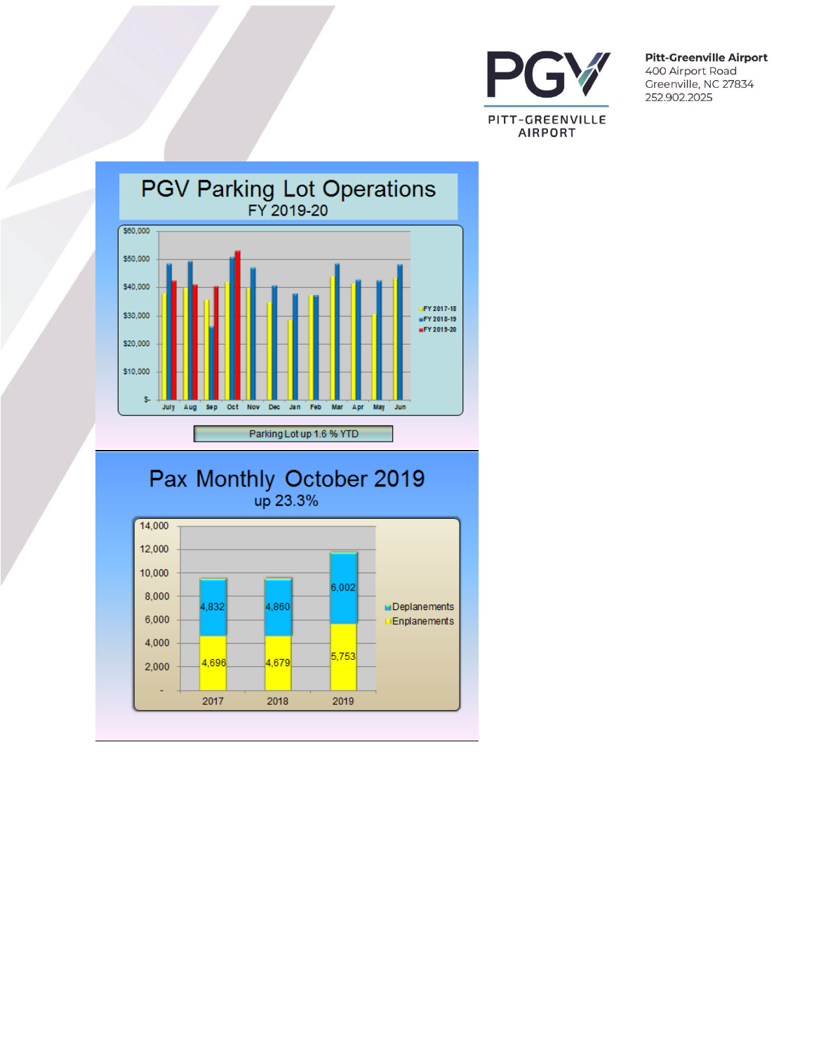**Pitt-Greenville Airport**
400 Airport Road
Greenville, NC 27834
252.902.2025

## PGV Parking Lot Operations
FY 2019-20

Parking Lot up 1.6 % YTD

## Pax Monthly October 2019
up 23.3%

| | 2017 | 2018 | 2019 |
|---|---|---|---|
| Deplanements | 4,832 | 4,860 | 6,002 |
| Enplanements | 4,696 | 4,679 | 5,753 |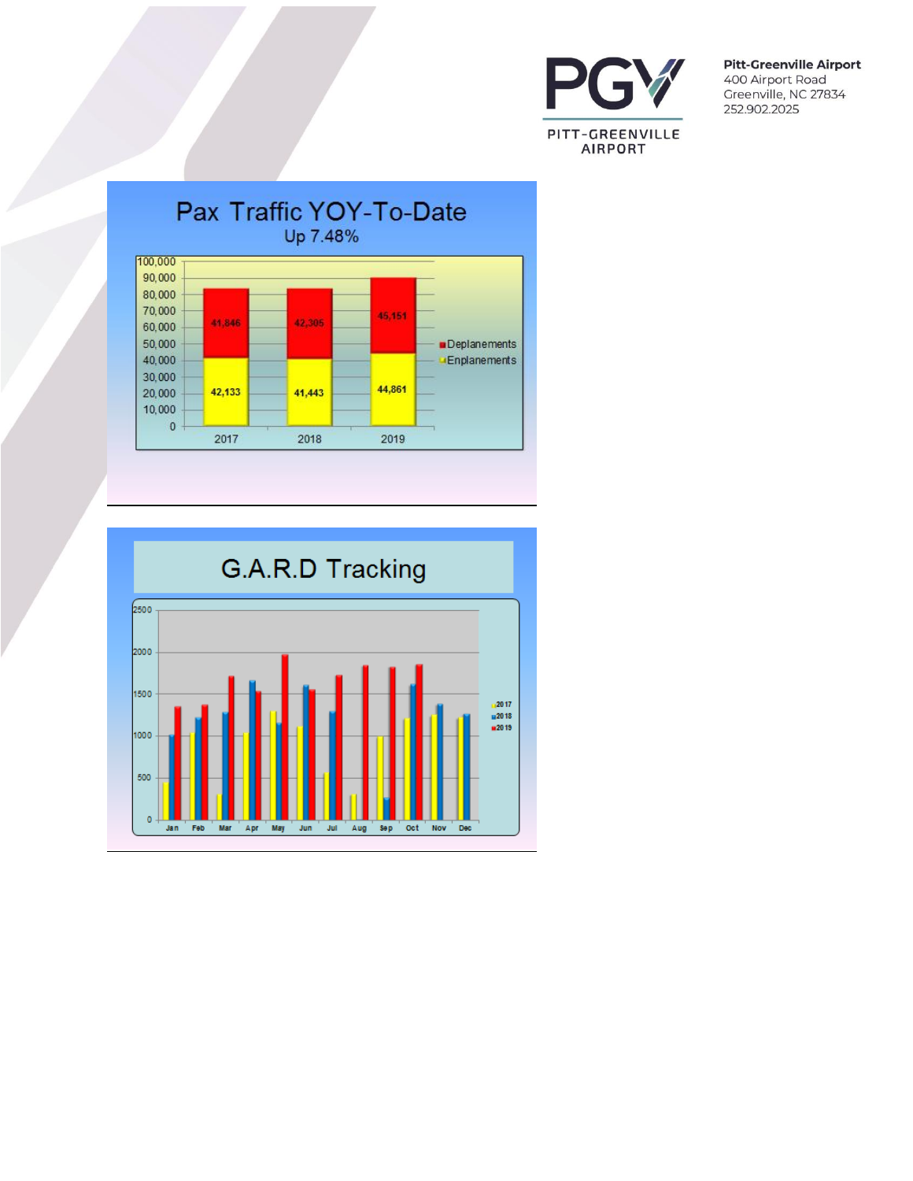# Pax Traffic YOY-To-Date

Up 7.48%

| Year | Enplanements | Deplanements |
| --- | --- | --- |
| 2017 | 42,133 | 41,846 |
| 2018 | 41,443 | 42,305 |
| 2019 | 44,861 | 45,151 |

# G.A.R.D Tracking

Legend: 2017, 2018, 2019

Months: Jan, Feb, Mar, Apr, May, Jun, Jul, Aug, Sep, Oct, Nov, Dec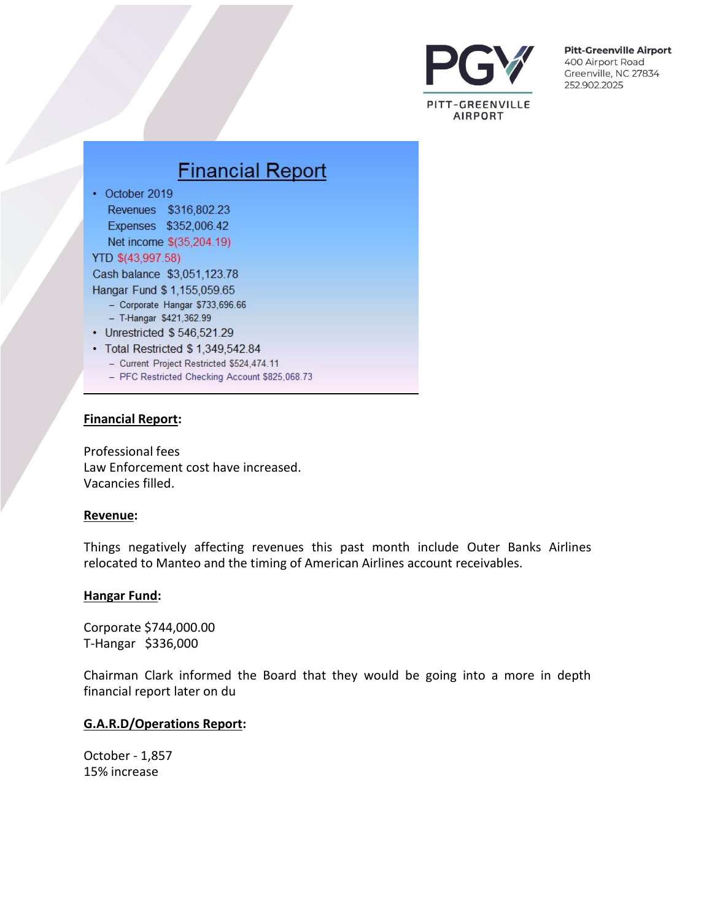## Financial Report

- October 2019
  - Revenues $316,802.23
  - Expenses $352,006.42
  - Net income $(35,204.19)

YTD $(43,997.58)

Cash balance $3,051,123.78

Hangar Fund $ 1,155,059.65

- Corporate Hangar $733,696.66
- T-Hangar $421,362.99

- Unrestricted $ 546,521.29
- Total Restricted $ 1,349,542.84
  - Current Project Restricted $524,474.11
  - PFC Restricted Checking Account $825,068.73

**Financial Report:**

Professional fees
Law Enforcement cost have increased.
Vacancies filled.

**Revenue:**

Things negatively affecting revenues this past month include Outer Banks Airlines relocated to Manteo and the timing of American Airlines account receivables.

**Hangar Fund:**

Corporate $744,000.00
T-Hangar $336,000

Chairman Clark informed the Board that they would be going into a more in depth financial report later on du

**G.A.R.D/Operations Report:**

October - 1,857
15% increase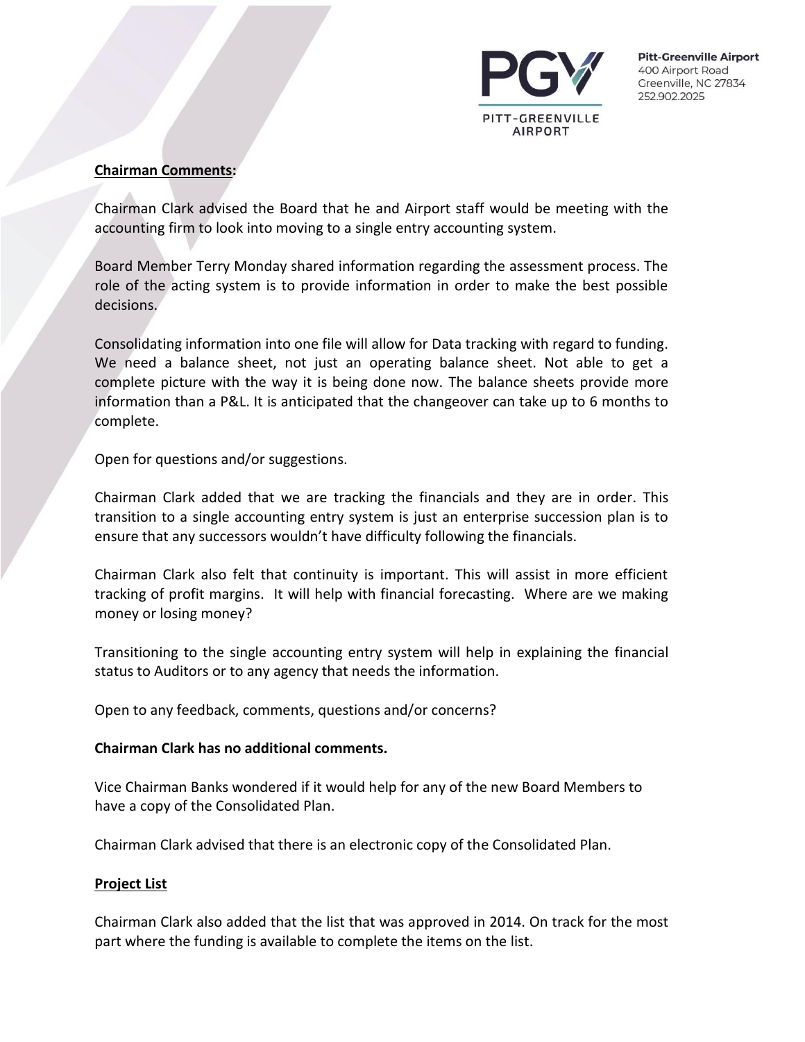**Chairman Comments:**

Chairman Clark advised the Board that he and Airport staff would be meeting with the accounting firm to look into moving to a single entry accounting system.

Board Member Terry Monday shared information regarding the assessment process. The role of the acting system is to provide information in order to make the best possible decisions.

Consolidating information into one file will allow for Data tracking with regard to funding. We need a balance sheet, not just an operating balance sheet. Not able to get a complete picture with the way it is being done now. The balance sheets provide more information than a P&L. It is anticipated that the changeover can take up to 6 months to complete.

Open for questions and/or suggestions.

Chairman Clark added that we are tracking the financials and they are in order. This transition to a single accounting entry system is just an enterprise succession plan is to ensure that any successors wouldn't have difficulty following the financials.

Chairman Clark also felt that continuity is important. This will assist in more efficient tracking of profit margins. It will help with financial forecasting. Where are we making money or losing money?

Transitioning to the single accounting entry system will help in explaining the financial status to Auditors or to any agency that needs the information.

Open to any feedback, comments, questions and/or concerns?

**Chairman Clark has no additional comments.**

Vice Chairman Banks wondered if it would help for any of the new Board Members to have a copy of the Consolidated Plan.

Chairman Clark advised that there is an electronic copy of the Consolidated Plan.

**Project List**

Chairman Clark also added that the list that was approved in 2014. On track for the most part where the funding is available to complete the items on the list.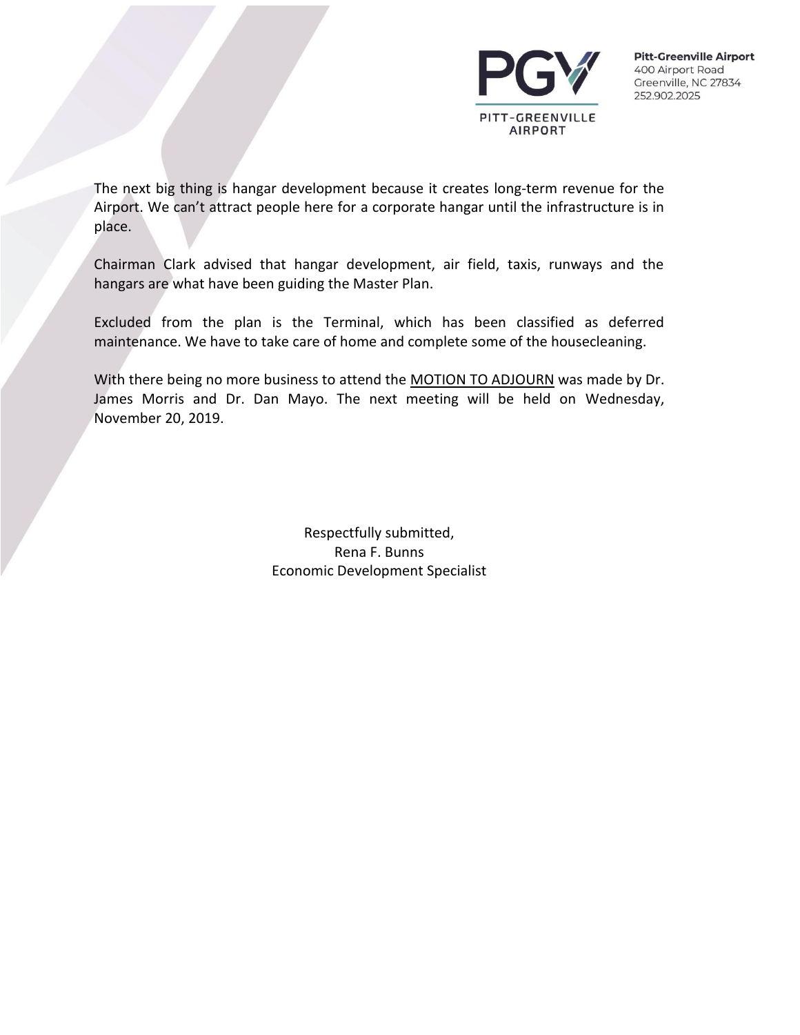The next big thing is hangar development because it creates long-term revenue for the Airport. We can't attract people here for a corporate hangar until the infrastructure is in place.

Chairman Clark advised that hangar development, air field, taxis, runways and the hangars are what have been guiding the Master Plan.

Excluded from the plan is the Terminal, which has been classified as deferred maintenance. We have to take care of home and complete some of the housecleaning.

With there being no more business to attend the MOTION TO ADJOURN was made by Dr. James Morris and Dr. Dan Mayo. The next meeting will be held on Wednesday, November 20, 2019.

Respectfully submitted,
Rena F. Bunns
Economic Development Specialist